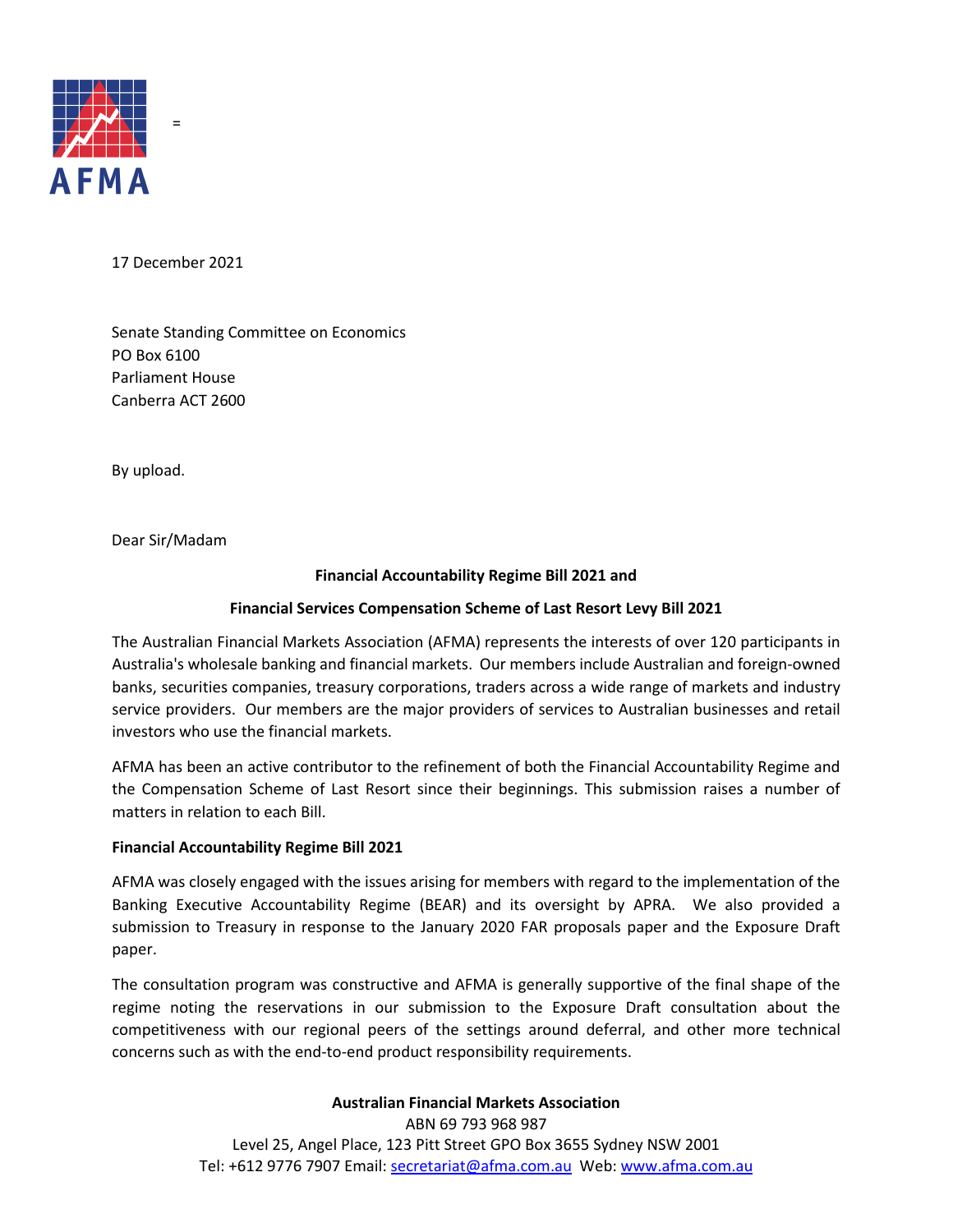AFMA

=

17 December 2021

Senate Standing Committee on Economics
PO Box 6100
Parliament House
Canberra ACT 2600

By upload.

Dear Sir/Madam

**Financial Accountability Regime Bill 2021 and**

**Financial Services Compensation Scheme of Last Resort Levy Bill 2021**

The Australian Financial Markets Association (AFMA) represents the interests of over 120 participants in Australia's wholesale banking and financial markets. Our members include Australian and foreign-owned banks, securities companies, treasury corporations, traders across a wide range of markets and industry service providers. Our members are the major providers of services to Australian businesses and retail investors who use the financial markets.

AFMA has been an active contributor to the refinement of both the Financial Accountability Regime and the Compensation Scheme of Last Resort since their beginnings. This submission raises a number of matters in relation to each Bill.

**Financial Accountability Regime Bill 2021**

AFMA was closely engaged with the issues arising for members with regard to the implementation of the Banking Executive Accountability Regime (BEAR) and its oversight by APRA. We also provided a submission to Treasury in response to the January 2020 FAR proposals paper and the Exposure Draft paper.

The consultation program was constructive and AFMA is generally supportive of the final shape of the regime noting the reservations in our submission to the Exposure Draft consultation about the competitiveness with our regional peers of the settings around deferral, and other more technical concerns such as with the end-to-end product responsibility requirements.

**Australian Financial Markets Association**
ABN 69 793 968 987
Level 25, Angel Place, 123 Pitt Street GPO Box 3655 Sydney NSW 2001
Tel: +612 9776 7907 Email: secretariat@afma.com.au Web: www.afma.com.au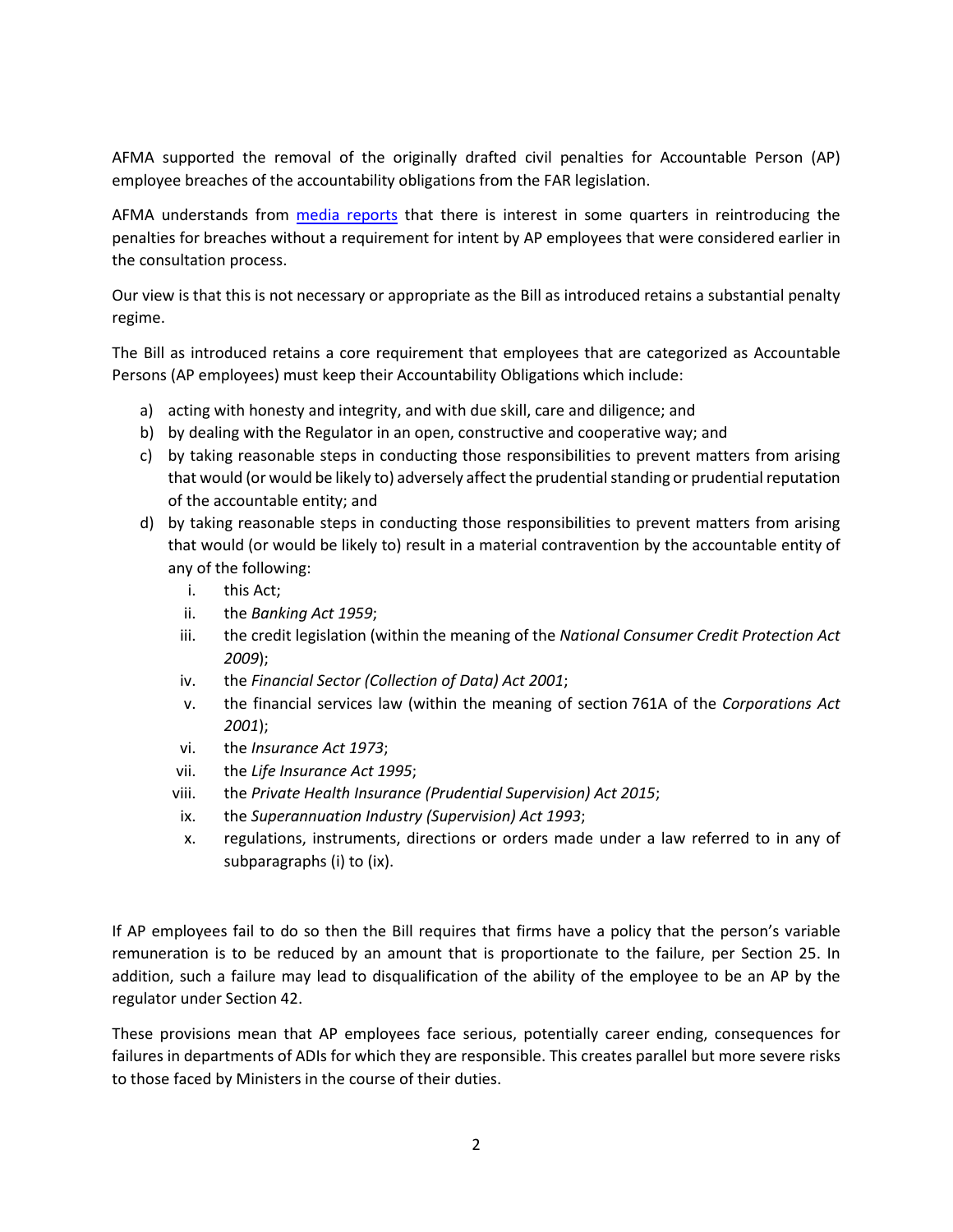AFMA supported the removal of the originally drafted civil penalties for Accountable Person (AP) employee breaches of the accountability obligations from the FAR legislation.

AFMA understands from media reports that there is interest in some quarters in reintroducing the penalties for breaches without a requirement for intent by AP employees that were considered earlier in the consultation process.

Our view is that this is not necessary or appropriate as the Bill as introduced retains a substantial penalty regime.

The Bill as introduced retains a core requirement that employees that are categorized as Accountable Persons (AP employees) must keep their Accountability Obligations which include:

a) acting with honesty and integrity, and with due skill, care and diligence; and
b) by dealing with the Regulator in an open, constructive and cooperative way; and
c) by taking reasonable steps in conducting those responsibilities to prevent matters from arising that would (or would be likely to) adversely affect the prudential standing or prudential reputation of the accountable entity; and
d) by taking reasonable steps in conducting those responsibilities to prevent matters from arising that would (or would be likely to) result in a material contravention by the accountable entity of any of the following:
    i. this Act;
    ii. the *Banking Act 1959*;
    iii. the credit legislation (within the meaning of the *National Consumer Credit Protection Act 2009*);
    iv. the *Financial Sector (Collection of Data) Act 2001*;
    v. the financial services law (within the meaning of section 761A of the *Corporations Act 2001*);
    vi. the *Insurance Act 1973*;
    vii. the *Life Insurance Act 1995*;
    viii. the *Private Health Insurance (Prudential Supervision) Act 2015*;
    ix. the *Superannuation Industry (Supervision) Act 1993*;
    x. regulations, instruments, directions or orders made under a law referred to in any of subparagraphs (i) to (ix).

If AP employees fail to do so then the Bill requires that firms have a policy that the person's variable remuneration is to be reduced by an amount that is proportionate to the failure, per Section 25. In addition, such a failure may lead to disqualification of the ability of the employee to be an AP by the regulator under Section 42.

These provisions mean that AP employees face serious, potentially career ending, consequences for failures in departments of ADIs for which they are responsible. This creates parallel but more severe risks to those faced by Ministers in the course of their duties.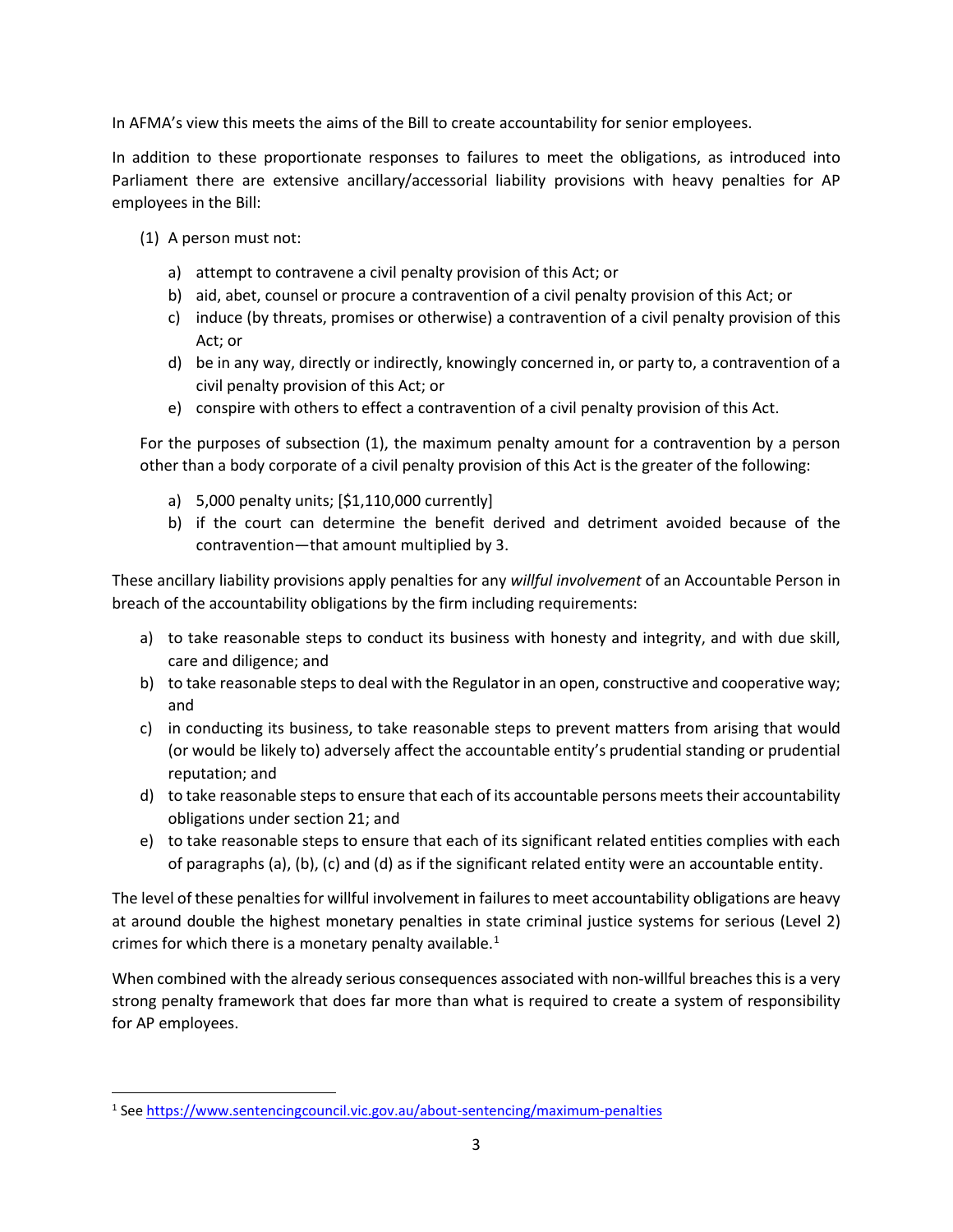In AFMA's view this meets the aims of the Bill to create accountability for senior employees.

In addition to these proportionate responses to failures to meet the obligations, as introduced into Parliament there are extensive ancillary/accessorial liability provisions with heavy penalties for AP employees in the Bill:

(1) A person must not:

   a) attempt to contravene a civil penalty provision of this Act; or
   b) aid, abet, counsel or procure a contravention of a civil penalty provision of this Act; or
   c) induce (by threats, promises or otherwise) a contravention of a civil penalty provision of this Act; or
   d) be in any way, directly or indirectly, knowingly concerned in, or party to, a contravention of a civil penalty provision of this Act; or
   e) conspire with others to effect a contravention of a civil penalty provision of this Act.

   For the purposes of subsection (1), the maximum penalty amount for a contravention by a person other than a body corporate of a civil penalty provision of this Act is the greater of the following:

   a) 5,000 penalty units; [$1,110,000 currently]
   b) if the court can determine the benefit derived and detriment avoided because of the contravention—that amount multiplied by 3.

These ancillary liability provisions apply penalties for any *willful involvement* of an Accountable Person in breach of the accountability obligations by the firm including requirements:

a) to take reasonable steps to conduct its business with honesty and integrity, and with due skill, care and diligence; and
b) to take reasonable steps to deal with the Regulator in an open, constructive and cooperative way; and
c) in conducting its business, to take reasonable steps to prevent matters from arising that would (or would be likely to) adversely affect the accountable entity's prudential standing or prudential reputation; and
d) to take reasonable steps to ensure that each of its accountable persons meets their accountability obligations under section 21; and
e) to take reasonable steps to ensure that each of its significant related entities complies with each of paragraphs (a), (b), (c) and (d) as if the significant related entity were an accountable entity.

The level of these penalties for willful involvement in failures to meet accountability obligations are heavy at around double the highest monetary penalties in state criminal justice systems for serious (Level 2) crimes for which there is a monetary penalty available.[1]

When combined with the already serious consequences associated with non-willful breaches this is a very strong penalty framework that does far more than what is required to create a system of responsibility for AP employees.

---

[1] See https://www.sentencingcouncil.vic.gov.au/about-sentencing/maximum-penalties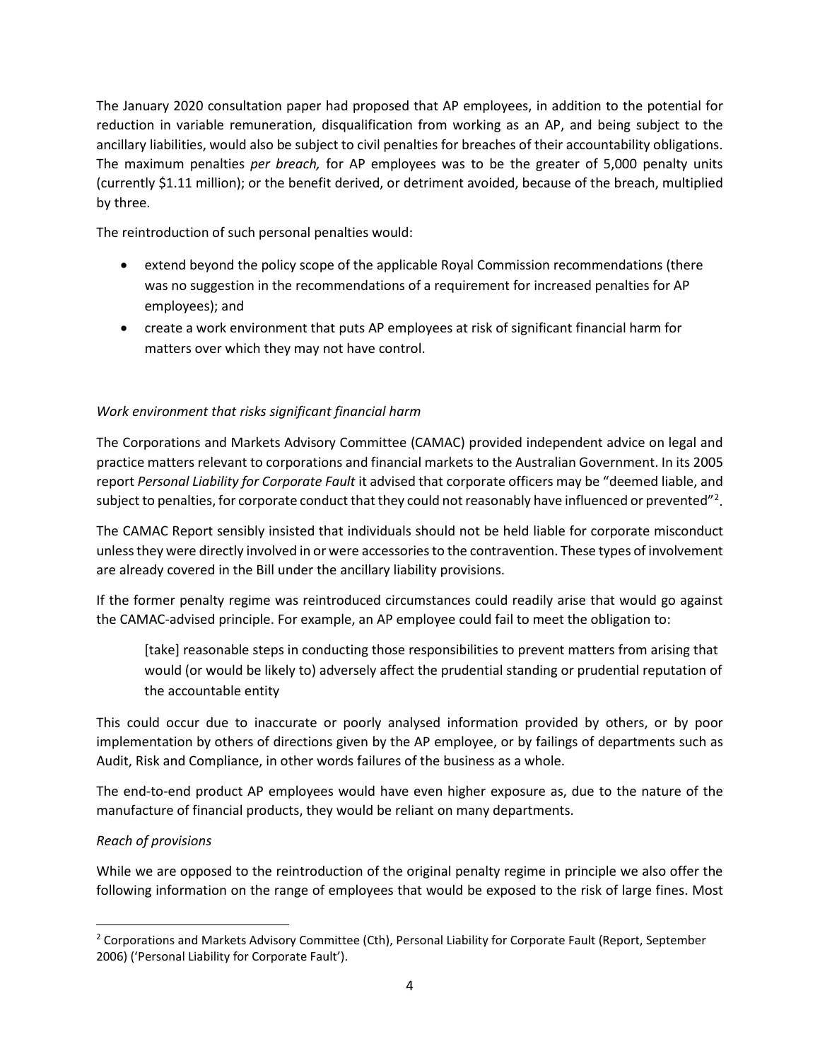The January 2020 consultation paper had proposed that AP employees, in addition to the potential for reduction in variable remuneration, disqualification from working as an AP, and being subject to the ancillary liabilities, would also be subject to civil penalties for breaches of their accountability obligations. The maximum penalties *per breach,* for AP employees was to be the greater of 5,000 penalty units (currently $1.11 million); or the benefit derived, or detriment avoided, because of the breach, multiplied by three.

The reintroduction of such personal penalties would:

- extend beyond the policy scope of the applicable Royal Commission recommendations (there was no suggestion in the recommendations of a requirement for increased penalties for AP employees); and
- create a work environment that puts AP employees at risk of significant financial harm for matters over which they may not have control.

*Work environment that risks significant financial harm*

The Corporations and Markets Advisory Committee (CAMAC) provided independent advice on legal and practice matters relevant to corporations and financial markets to the Australian Government. In its 2005 report *Personal Liability for Corporate Fault* it advised that corporate officers may be "deemed liable, and subject to penalties, for corporate conduct that they could not reasonably have influenced or prevented"[2].

The CAMAC Report sensibly insisted that individuals should not be held liable for corporate misconduct unless they were directly involved in or were accessories to the contravention. These types of involvement are already covered in the Bill under the ancillary liability provisions.

If the former penalty regime was reintroduced circumstances could readily arise that would go against the CAMAC-advised principle. For example, an AP employee could fail to meet the obligation to:

> [take] reasonable steps in conducting those responsibilities to prevent matters from arising that would (or would be likely to) adversely affect the prudential standing or prudential reputation of the accountable entity

This could occur due to inaccurate or poorly analysed information provided by others, or by poor implementation by others of directions given by the AP employee, or by failings of departments such as Audit, Risk and Compliance, in other words failures of the business as a whole.

The end-to-end product AP employees would have even higher exposure as, due to the nature of the manufacture of financial products, they would be reliant on many departments.

*Reach of provisions*

While we are opposed to the reintroduction of the original penalty regime in principle we also offer the following information on the range of employees that would be exposed to the risk of large fines. Most

[2] Corporations and Markets Advisory Committee (Cth), Personal Liability for Corporate Fault (Report, September 2006) ('Personal Liability for Corporate Fault').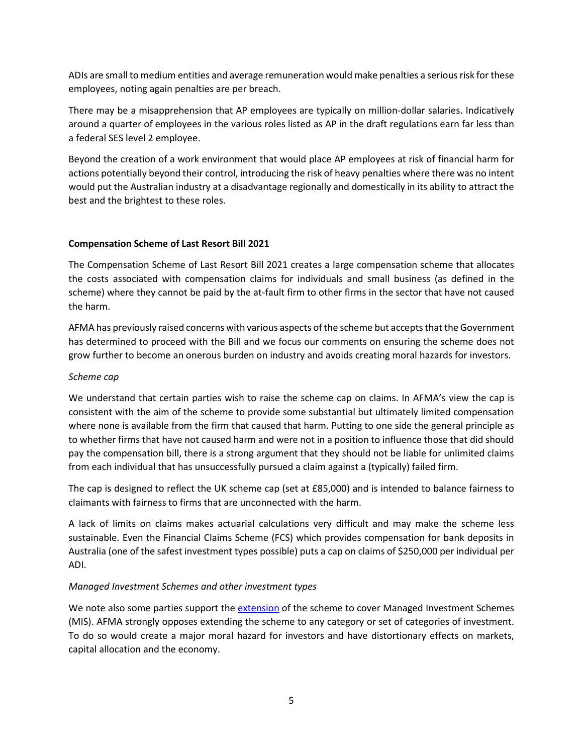ADIs are small to medium entities and average remuneration would make penalties a serious risk for these employees, noting again penalties are per breach.

There may be a misapprehension that AP employees are typically on million-dollar salaries. Indicatively around a quarter of employees in the various roles listed as AP in the draft regulations earn far less than a federal SES level 2 employee.

Beyond the creation of a work environment that would place AP employees at risk of financial harm for actions potentially beyond their control, introducing the risk of heavy penalties where there was no intent would put the Australian industry at a disadvantage regionally and domestically in its ability to attract the best and the brightest to these roles.

**Compensation Scheme of Last Resort Bill 2021**

The Compensation Scheme of Last Resort Bill 2021 creates a large compensation scheme that allocates the costs associated with compensation claims for individuals and small business (as defined in the scheme) where they cannot be paid by the at-fault firm to other firms in the sector that have not caused the harm.

AFMA has previously raised concerns with various aspects of the scheme but accepts that the Government has determined to proceed with the Bill and we focus our comments on ensuring the scheme does not grow further to become an onerous burden on industry and avoids creating moral hazards for investors.

*Scheme cap*

We understand that certain parties wish to raise the scheme cap on claims. In AFMA's view the cap is consistent with the aim of the scheme to provide some substantial but ultimately limited compensation where none is available from the firm that caused that harm. Putting to one side the general principle as to whether firms that have not caused harm and were not in a position to influence those that did should pay the compensation bill, there is a strong argument that they should not be liable for unlimited claims from each individual that has unsuccessfully pursued a claim against a (typically) failed firm.

The cap is designed to reflect the UK scheme cap (set at £85,000) and is intended to balance fairness to claimants with fairness to firms that are unconnected with the harm.

A lack of limits on claims makes actuarial calculations very difficult and may make the scheme less sustainable. Even the Financial Claims Scheme (FCS) which provides compensation for bank deposits in Australia (one of the safest investment types possible) puts a cap on claims of $250,000 per individual per ADI.

*Managed Investment Schemes and other investment types*

We note also some parties support the extension of the scheme to cover Managed Investment Schemes (MIS). AFMA strongly opposes extending the scheme to any category or set of categories of investment. To do so would create a major moral hazard for investors and have distortionary effects on markets, capital allocation and the economy.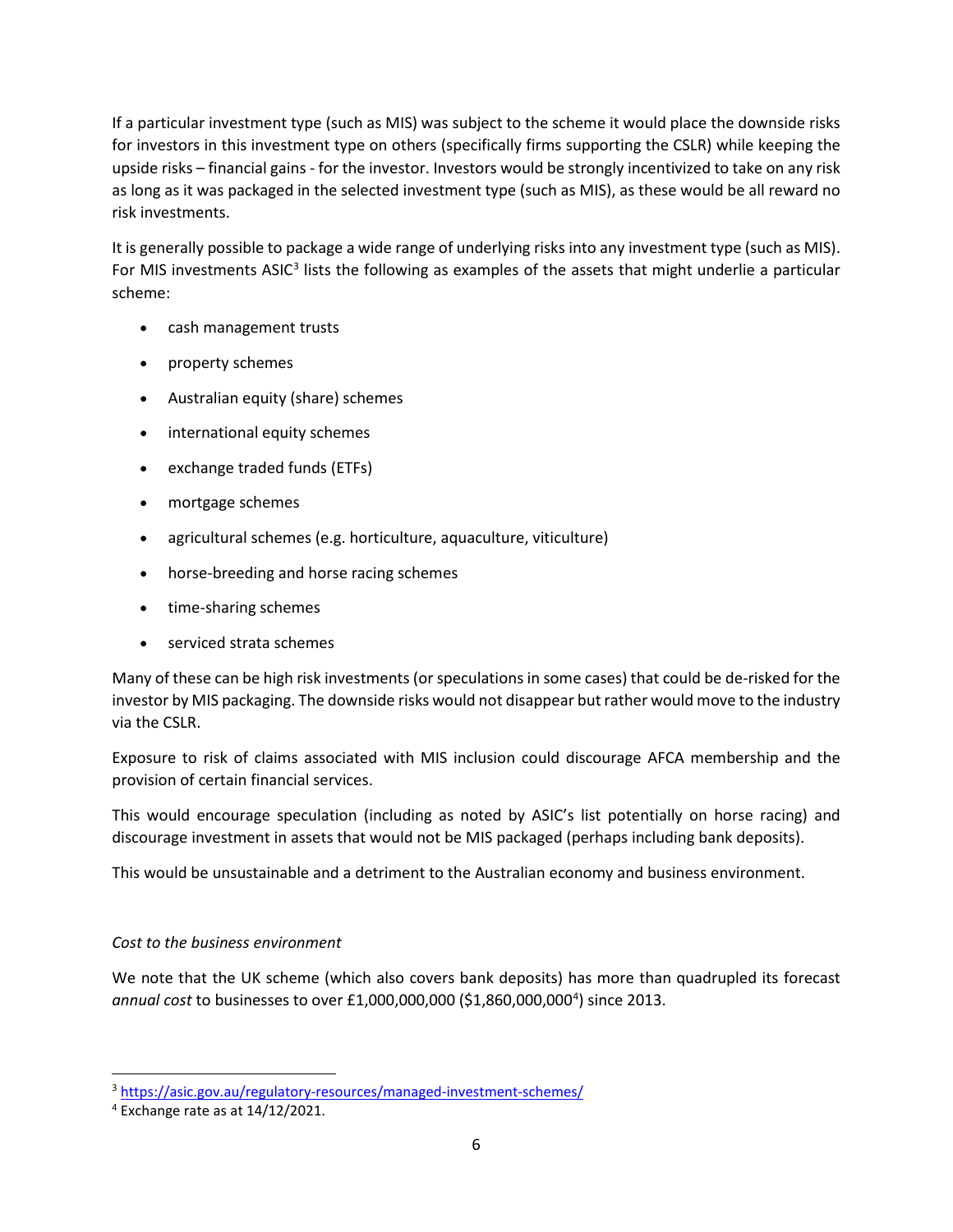If a particular investment type (such as MIS) was subject to the scheme it would place the downside risks for investors in this investment type on others (specifically firms supporting the CSLR) while keeping the upside risks – financial gains - for the investor. Investors would be strongly incentivized to take on any risk as long as it was packaged in the selected investment type (such as MIS), as these would be all reward no risk investments.

It is generally possible to package a wide range of underlying risks into any investment type (such as MIS). For MIS investments ASIC[3] lists the following as examples of the assets that might underlie a particular scheme:

- cash management trusts
- property schemes
- Australian equity (share) schemes
- international equity schemes
- exchange traded funds (ETFs)
- mortgage schemes
- agricultural schemes (e.g. horticulture, aquaculture, viticulture)
- horse-breeding and horse racing schemes
- time-sharing schemes
- serviced strata schemes

Many of these can be high risk investments (or speculations in some cases) that could be de-risked for the investor by MIS packaging. The downside risks would not disappear but rather would move to the industry via the CSLR.

Exposure to risk of claims associated with MIS inclusion could discourage AFCA membership and the provision of certain financial services.

This would encourage speculation (including as noted by ASIC's list potentially on horse racing) and discourage investment in assets that would not be MIS packaged (perhaps including bank deposits).

This would be unsustainable and a detriment to the Australian economy and business environment.

*Cost to the business environment*

We note that the UK scheme (which also covers bank deposits) has more than quadrupled its forecast *annual cost* to businesses to over £1,000,000,000 ($1,860,000,000[4]) since 2013.

---

[3] https://asic.gov.au/regulatory-resources/managed-investment-schemes/

[4] Exchange rate as at 14/12/2021.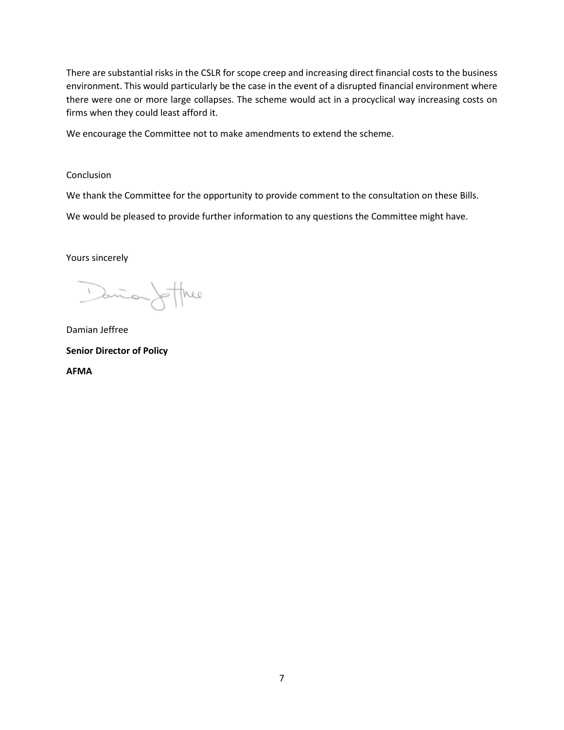There are substantial risks in the CSLR for scope creep and increasing direct financial costs to the business environment. This would particularly be the case in the event of a disrupted financial environment where there were one or more large collapses. The scheme would act in a procyclical way increasing costs on firms when they could least afford it.

We encourage the Committee not to make amendments to extend the scheme.

## Conclusion

We thank the Committee for the opportunity to provide comment to the consultation on these Bills.

We would be pleased to provide further information to any questions the Committee might have.

Yours sincerely

Damian Jeffree

**Senior Director of Policy**

**AFMA**